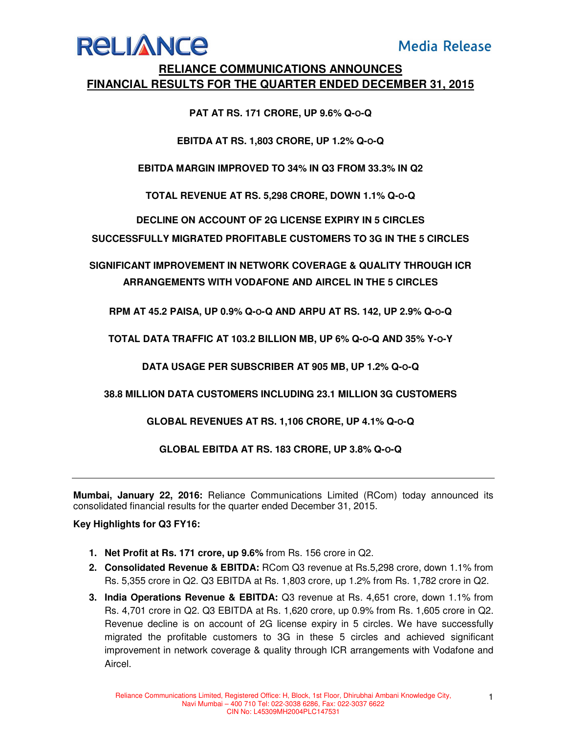**Media Release**

# RELIANCE COMMUNICATIONS ANNOUNCES FINANCIAL RESULTS FOR THE QUARTER ENDED DECEMBER 31, 2015

**PAT AT RS. 171 CRORE, UP 9.6% Q-O-Q**

**EBITDA AT RS. 1,803 CRORE, UP 1.2% Q-O-Q**

**EBITDA MARGIN IMPROVED TO 34% IN Q3 FROM 33.3% IN Q2**

**TOTAL REVENUE AT RS. 5,298 CRORE, DOWN 1.1% Q-O-Q**

**DECLINE ON ACCOUNT OF 2G LICENSE EXPIRY IN 5 CIRCLES**

**SUCCESSFULLY MIGRATED PROFITABLE CUSTOMERS TO 3G IN THE 5 CIRCLES**

**SIGNIFICANT IMPROVEMENT IN NETWORK COVERAGE & QUALITY THROUGH ICR ARRANGEMENTS WITH VODAFONE AND AIRCEL IN THE 5 CIRCLES**

**RPM AT 45.2 PAISA, UP 0.9% Q-O-Q AND ARPU AT RS. 142, UP 2.9% Q-O-Q**

**TOTAL DATA TRAFFIC AT 103.2 BILLION MB, UP 6% Q-O-Q AND 35% Y-O-Y**

**DATA USAGE PER SUBSCRIBER AT 905 MB, UP 1.2% Q-O-Q**

**38.8 MILLION DATA CUSTOMERS INCLUDING 23.1 MILLION 3G CUSTOMERS**

**GLOBAL REVENUES AT RS. 1,106 CRORE, UP 4.1% Q-O-Q**

**GLOBAL EBITDA AT RS. 183 CRORE, UP 3.8% Q-O-Q**

---

**Mumbai, January 22, 2016:** Reliance Communications Limited (RCom) today announced its consolidated financial results for the quarter ended December 31, 2015.

**Key Highlights for Q3 FY16:**

1. **Net Profit at Rs. 171 crore, up 9.6%** from Rs. 156 crore in Q2.
2. **Consolidated Revenue & EBITDA:** RCom Q3 revenue at Rs.5,298 crore, down 1.1% from Rs. 5,355 crore in Q2. Q3 EBITDA at Rs. 1,803 crore, up 1.2% from Rs. 1,782 crore in Q2.
3. **India Operations Revenue & EBITDA:** Q3 revenue at Rs. 4,651 crore, down 1.1% from Rs. 4,701 crore in Q2. Q3 EBITDA at Rs. 1,620 crore, up 0.9% from Rs. 1,605 crore in Q2. Revenue decline is on account of 2G license expiry in 5 circles. We have successfully migrated the profitable customers to 3G in these 5 circles and achieved significant improvement in network coverage & quality through ICR arrangements with Vodafone and Aircel.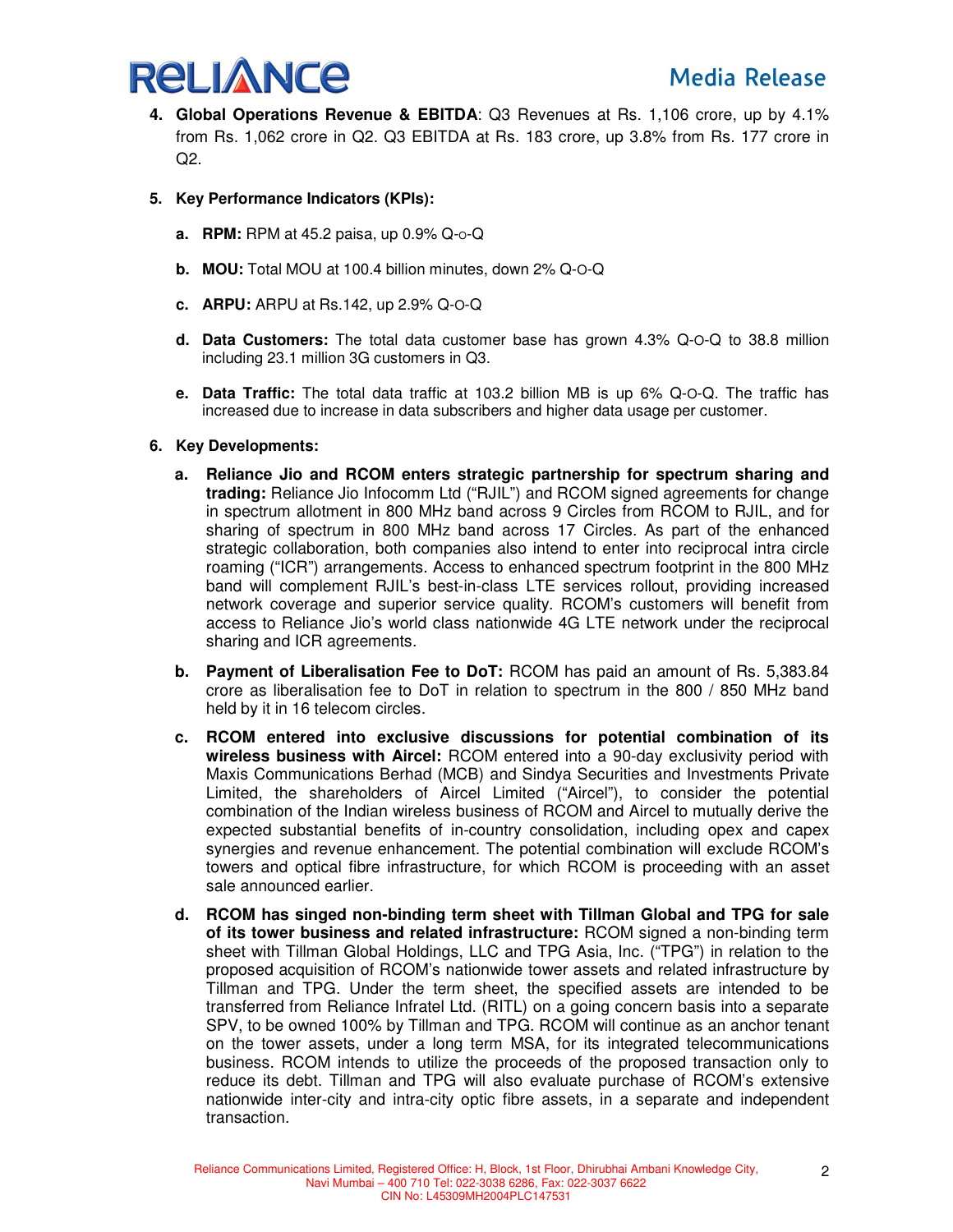4. **Global Operations Revenue & EBITDA**: Q3 Revenues at Rs. 1,106 crore, up by 4.1% from Rs. 1,062 crore in Q2. Q3 EBITDA at Rs. 183 crore, up 3.8% from Rs. 177 crore in Q2.

5. **Key Performance Indicators (KPIs):**

   a. **RPM:** RPM at 45.2 paisa, up 0.9% Q-o-Q

   b. **MOU:** Total MOU at 100.4 billion minutes, down 2% Q-O-Q

   c. **ARPU:** ARPU at Rs.142, up 2.9% Q-O-Q

   d. **Data Customers:** The total data customer base has grown 4.3% Q-O-Q to 38.8 million including 23.1 million 3G customers in Q3.

   e. **Data Traffic:** The total data traffic at 103.2 billion MB is up 6% Q-O-Q. The traffic has increased due to increase in data subscribers and higher data usage per customer.

6. **Key Developments:**

   a. **Reliance Jio and RCOM enters strategic partnership for spectrum sharing and trading:** Reliance Jio Infocomm Ltd ("RJIL") and RCOM signed agreements for change in spectrum allotment in 800 MHz band across 9 Circles from RCOM to RJIL, and for sharing of spectrum in 800 MHz band across 17 Circles. As part of the enhanced strategic collaboration, both companies also intend to enter into reciprocal intra circle roaming ("ICR") arrangements. Access to enhanced spectrum footprint in the 800 MHz band will complement RJIL's best-in-class LTE services rollout, providing increased network coverage and superior service quality. RCOM's customers will benefit from access to Reliance Jio's world class nationwide 4G LTE network under the reciprocal sharing and ICR agreements.

   b. **Payment of Liberalisation Fee to DoT:** RCOM has paid an amount of Rs. 5,383.84 crore as liberalisation fee to DoT in relation to spectrum in the 800 / 850 MHz band held by it in 16 telecom circles.

   c. **RCOM entered into exclusive discussions for potential combination of its wireless business with Aircel:** RCOM entered into a 90-day exclusivity period with Maxis Communications Berhad (MCB) and Sindya Securities and Investments Private Limited, the shareholders of Aircel Limited ("Aircel"), to consider the potential combination of the Indian wireless business of RCOM and Aircel to mutually derive the expected substantial benefits of in-country consolidation, including opex and capex synergies and revenue enhancement. The potential combination will exclude RCOM's towers and optical fibre infrastructure, for which RCOM is proceeding with an asset sale announced earlier.

   d. **RCOM has singed non-binding term sheet with Tillman Global and TPG for sale of its tower business and related infrastructure:** RCOM signed a non-binding term sheet with Tillman Global Holdings, LLC and TPG Asia, Inc. ("TPG") in relation to the proposed acquisition of RCOM's nationwide tower assets and related infrastructure by Tillman and TPG. Under the term sheet, the specified assets are intended to be transferred from Reliance Infratel Ltd. (RITL) on a going concern basis into a separate SPV, to be owned 100% by Tillman and TPG. RCOM will continue as an anchor tenant on the tower assets, under a long term MSA, for its integrated telecommunications business. RCOM intends to utilize the proceeds of the proposed transaction only to reduce its debt. Tillman and TPG will also evaluate purchase of RCOM's extensive nationwide inter-city and intra-city optic fibre assets, in a separate and independent transaction.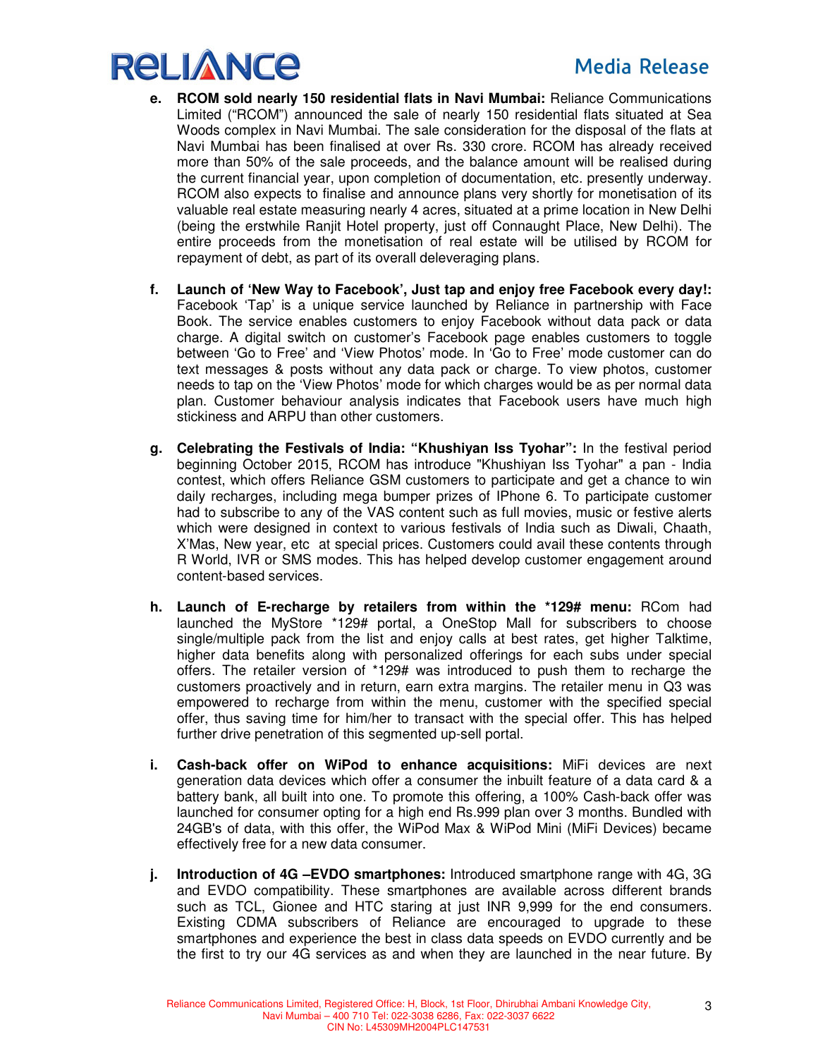e. **RCOM sold nearly 150 residential flats in Navi Mumbai:** Reliance Communications Limited ("RCOM") announced the sale of nearly 150 residential flats situated at Sea Woods complex in Navi Mumbai. The sale consideration for the disposal of the flats at Navi Mumbai has been finalised at over Rs. 330 crore. RCOM has already received more than 50% of the sale proceeds, and the balance amount will be realised during the current financial year, upon completion of documentation, etc. presently underway. RCOM also expects to finalise and announce plans very shortly for monetisation of its valuable real estate measuring nearly 4 acres, situated at a prime location in New Delhi (being the erstwhile Ranjit Hotel property, just off Connaught Place, New Delhi). The entire proceeds from the monetisation of real estate will be utilised by RCOM for repayment of debt, as part of its overall deleveraging plans.

f. **Launch of 'New Way to Facebook', Just tap and enjoy free Facebook every day!:** Facebook 'Tap' is a unique service launched by Reliance in partnership with Face Book. The service enables customers to enjoy Facebook without data pack or data charge. A digital switch on customer's Facebook page enables customers to toggle between 'Go to Free' and 'View Photos' mode. In 'Go to Free' mode customer can do text messages & posts without any data pack or charge. To view photos, customer needs to tap on the 'View Photos' mode for which charges would be as per normal data plan. Customer behaviour analysis indicates that Facebook users have much high stickiness and ARPU than other customers.

g. **Celebrating the Festivals of India: "Khushiyan Iss Tyohar":** In the festival period beginning October 2015, RCOM has introduce "Khushiyan Iss Tyohar" a pan - India contest, which offers Reliance GSM customers to participate and get a chance to win daily recharges, including mega bumper prizes of IPhone 6. To participate customer had to subscribe to any of the VAS content such as full movies, music or festive alerts which were designed in context to various festivals of India such as Diwali, Chaath, X'Mas, New year, etc at special prices. Customers could avail these contents through R World, IVR or SMS modes. This has helped develop customer engagement around content-based services.

h. **Launch of E-recharge by retailers from within the *129# menu:** RCom had launched the MyStore *129# portal, a OneStop Mall for subscribers to choose single/multiple pack from the list and enjoy calls at best rates, get higher Talktime, higher data benefits along with personalized offerings for each subs under special offers. The retailer version of *129# was introduced to push them to recharge the customers proactively and in return, earn extra margins. The retailer menu in Q3 was empowered to recharge from within the menu, customer with the specified special offer, thus saving time for him/her to transact with the special offer. This has helped further drive penetration of this segmented up-sell portal.

i. **Cash-back offer on WiPod to enhance acquisitions:** MiFi devices are next generation data devices which offer a consumer the inbuilt feature of a data card & a battery bank, all built into one. To promote this offering, a 100% Cash-back offer was launched for consumer opting for a high end Rs.999 plan over 3 months. Bundled with 24GB's of data, with this offer, the WiPod Max & WiPod Mini (MiFi Devices) became effectively free for a new data consumer.

j. **Introduction of 4G –EVDO smartphones:** Introduced smartphone range with 4G, 3G and EVDO compatibility. These smartphones are available across different brands such as TCL, Gionee and HTC staring at just INR 9,999 for the end consumers. Existing CDMA subscribers of Reliance are encouraged to upgrade to these smartphones and experience the best in class data speeds on EVDO currently and be the first to try our 4G services as and when they are launched in the near future. By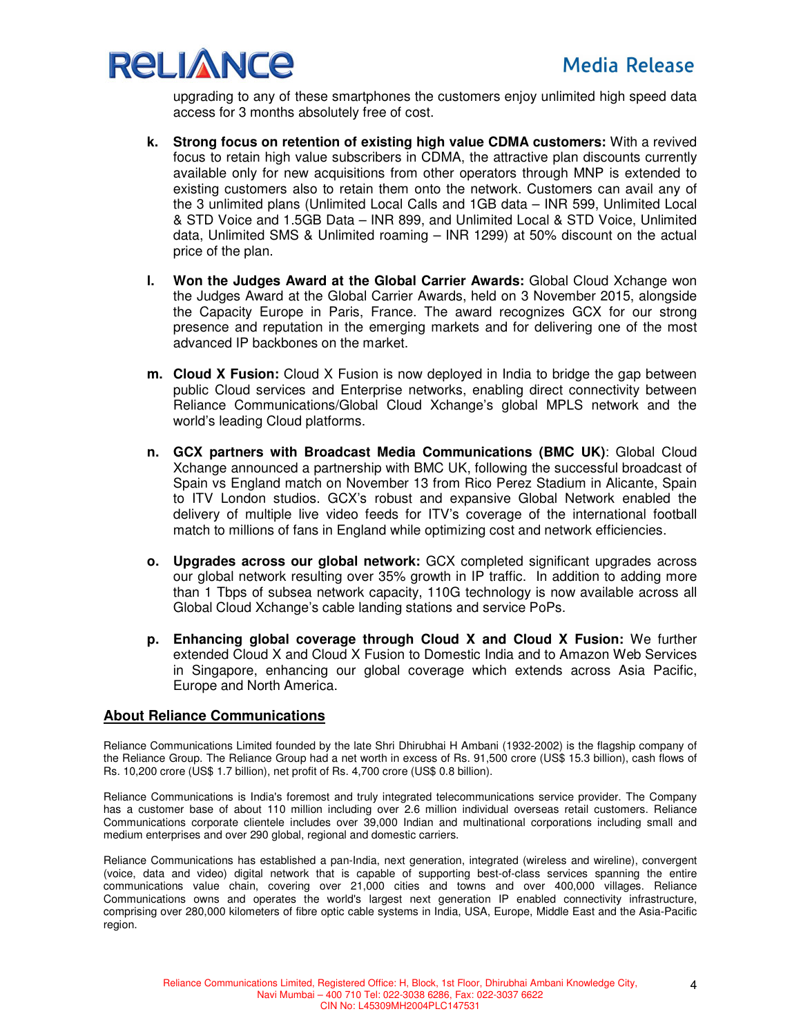upgrading to any of these smartphones the customers enjoy unlimited high speed data access for 3 months absolutely free of cost.

k. **Strong focus on retention of existing high value CDMA customers:** With a revived focus to retain high value subscribers in CDMA, the attractive plan discounts currently available only for new acquisitions from other operators through MNP is extended to existing customers also to retain them onto the network. Customers can avail any of the 3 unlimited plans (Unlimited Local Calls and 1GB data – INR 599, Unlimited Local & STD Voice and 1.5GB Data – INR 899, and Unlimited Local & STD Voice, Unlimited data, Unlimited SMS & Unlimited roaming – INR 1299) at 50% discount on the actual price of the plan.

l. **Won the Judges Award at the Global Carrier Awards:** Global Cloud Xchange won the Judges Award at the Global Carrier Awards, held on 3 November 2015, alongside the Capacity Europe in Paris, France. The award recognizes GCX for our strong presence and reputation in the emerging markets and for delivering one of the most advanced IP backbones on the market.

m. **Cloud X Fusion:** Cloud X Fusion is now deployed in India to bridge the gap between public Cloud services and Enterprise networks, enabling direct connectivity between Reliance Communications/Global Cloud Xchange's global MPLS network and the world's leading Cloud platforms.

n. **GCX partners with Broadcast Media Communications (BMC UK)**: Global Cloud Xchange announced a partnership with BMC UK, following the successful broadcast of Spain vs England match on November 13 from Rico Perez Stadium in Alicante, Spain to ITV London studios. GCX's robust and expansive Global Network enabled the delivery of multiple live video feeds for ITV's coverage of the international football match to millions of fans in England while optimizing cost and network efficiencies.

o. **Upgrades across our global network:** GCX completed significant upgrades across our global network resulting over 35% growth in IP traffic. In addition to adding more than 1 Tbps of subsea network capacity, 110G technology is now available across all Global Cloud Xchange's cable landing stations and service PoPs.

p. **Enhancing global coverage through Cloud X and Cloud X Fusion:** We further extended Cloud X and Cloud X Fusion to Domestic India and to Amazon Web Services in Singapore, enhancing our global coverage which extends across Asia Pacific, Europe and North America.

## About Reliance Communications

Reliance Communications Limited founded by the late Shri Dhirubhai H Ambani (1932-2002) is the flagship company of the Reliance Group. The Reliance Group had a net worth in excess of Rs. 91,500 crore (US$ 15.3 billion), cash flows of Rs. 10,200 crore (US$ 1.7 billion), net profit of Rs. 4,700 crore (US$ 0.8 billion).

Reliance Communications is India's foremost and truly integrated telecommunications service provider. The Company has a customer base of about 110 million including over 2.6 million individual overseas retail customers. Reliance Communications corporate clientele includes over 39,000 Indian and multinational corporations including small and medium enterprises and over 290 global, regional and domestic carriers.

Reliance Communications has established a pan-India, next generation, integrated (wireless and wireline), convergent (voice, data and video) digital network that is capable of supporting best-of-class services spanning the entire communications value chain, covering over 21,000 cities and towns and over 400,000 villages. Reliance Communications owns and operates the world's largest next generation IP enabled connectivity infrastructure, comprising over 280,000 kilometers of fibre optic cable systems in India, USA, Europe, Middle East and the Asia-Pacific region.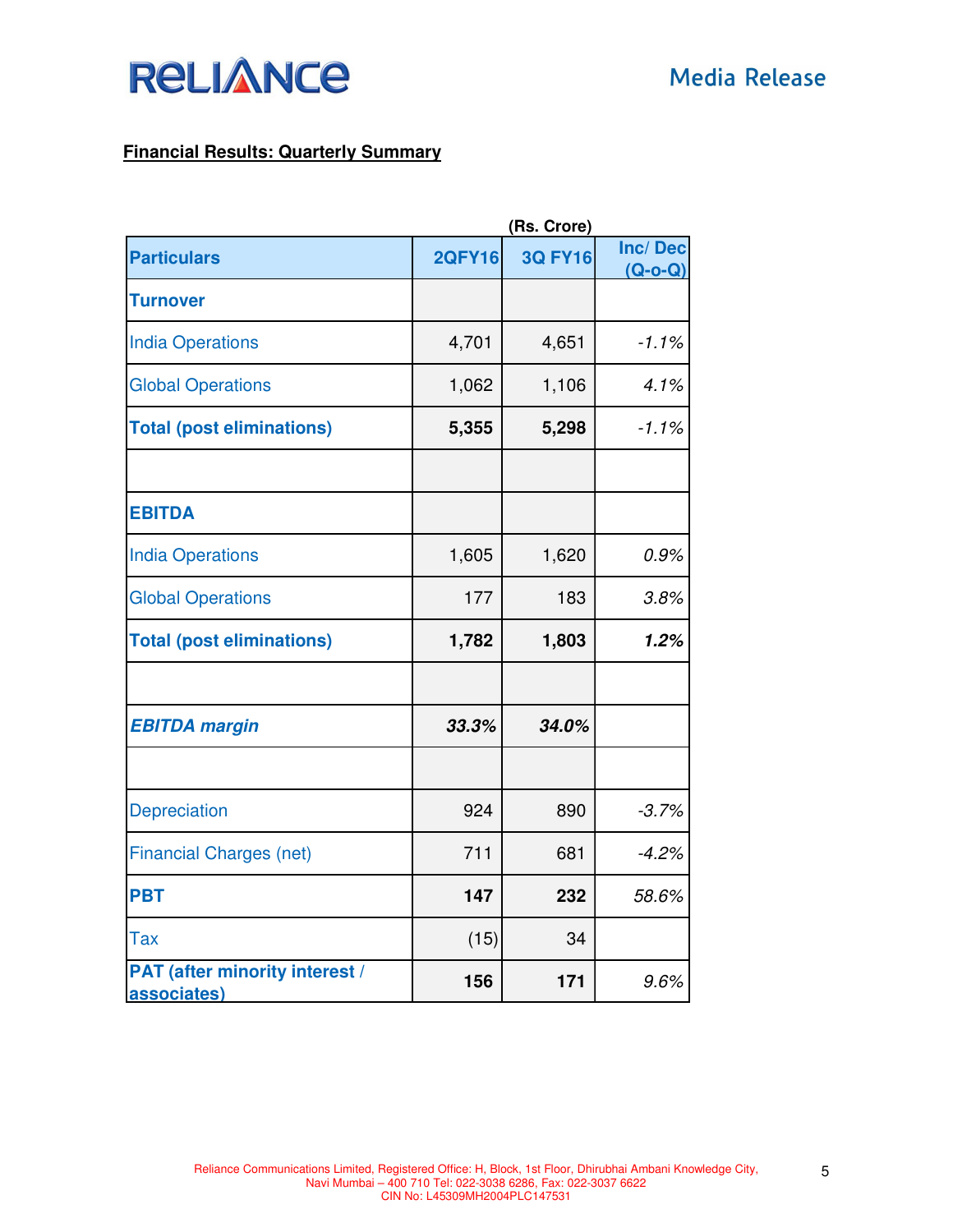**Financial Results: Quarterly Summary**

(Rs. Crore)

| Particulars | 2QFY16 | 3Q FY16 | Inc/ Dec (Q-o-Q) |
|---|---|---|---|
| **Turnover** | | | |
| India Operations | 4,701 | 4,651 | *-1.1%* |
| Global Operations | 1,062 | 1,106 | *4.1%* |
| **Total (post eliminations)** | **5,355** | **5,298** | *-1.1%* |
| | | | |
| **EBITDA** | | | |
| India Operations | 1,605 | 1,620 | *0.9%* |
| Global Operations | 177 | 183 | *3.8%* |
| **Total (post eliminations)** | **1,782** | **1,803** | ***1.2%*** |
| | | | |
| ***EBITDA margin*** | ***33.3%*** | ***34.0%*** | |
| | | | |
| Depreciation | 924 | 890 | *-3.7%* |
| Financial Charges (net) | 711 | 681 | *-4.2%* |
| **PBT** | **147** | **232** | *58.6%* |
| Tax | (15) | 34 | |
| **PAT (after minority interest / associates)** | **156** | **171** | *9.6%* |